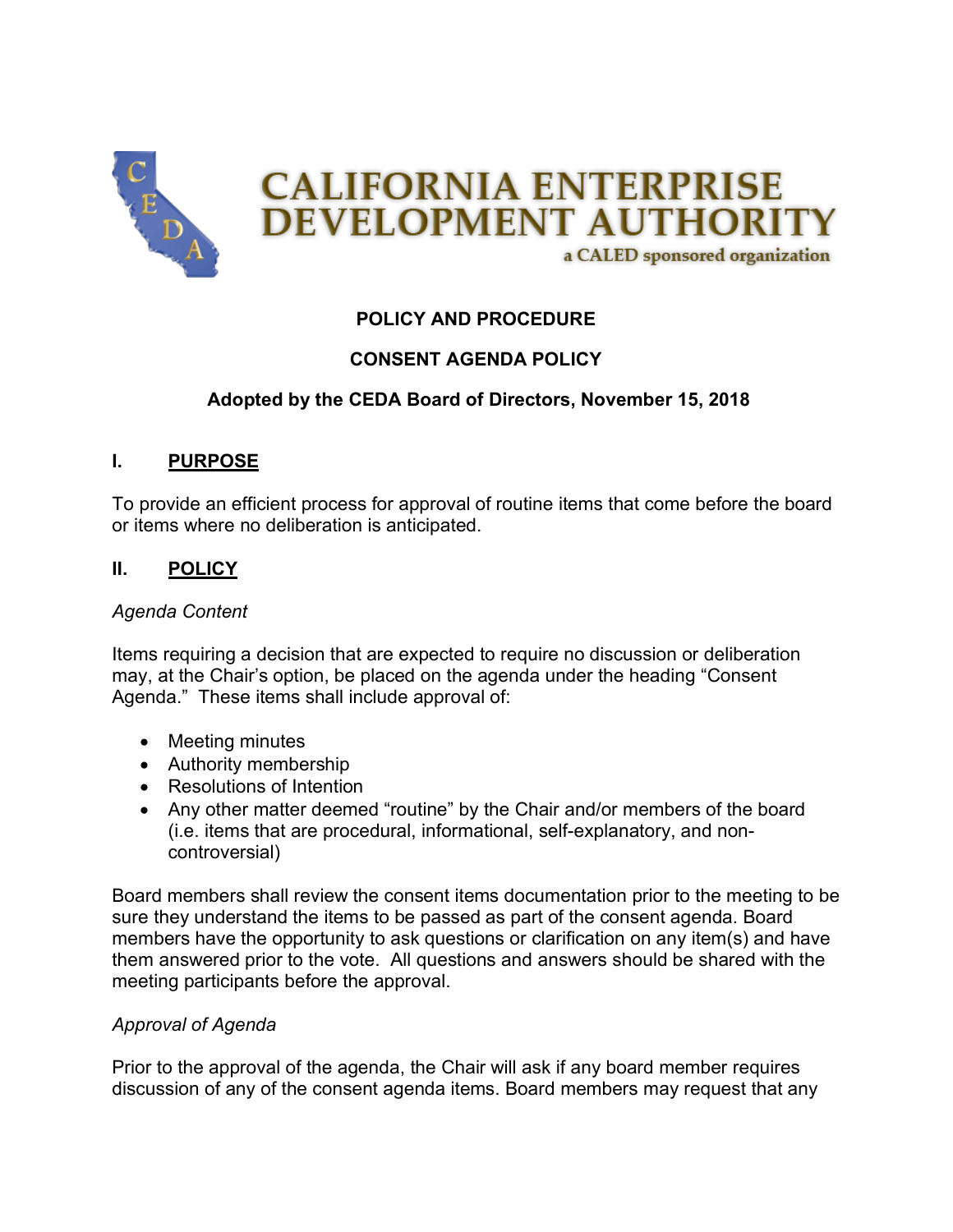# CALIFORNIA ENTERPRISE DEVELOPMENT AUTHORITY

a CALED sponsored organization

**POLICY AND PROCEDURE**

**CONSENT AGENDA POLICY**

**Adopted by the CEDA Board of Directors, November 15, 2018**

## I. PURPOSE

To provide an efficient process for approval of routine items that come before the board or items where no deliberation is anticipated.

## II. POLICY

*Agenda Content*

Items requiring a decision that are expected to require no discussion or deliberation may, at the Chair's option, be placed on the agenda under the heading "Consent Agenda." These items shall include approval of:

- Meeting minutes
- Authority membership
- Resolutions of Intention
- Any other matter deemed "routine" by the Chair and/or members of the board (i.e. items that are procedural, informational, self-explanatory, and non-controversial)

Board members shall review the consent items documentation prior to the meeting to be sure they understand the items to be passed as part of the consent agenda. Board members have the opportunity to ask questions or clarification on any item(s) and have them answered prior to the vote. All questions and answers should be shared with the meeting participants before the approval.

*Approval of Agenda*

Prior to the approval of the agenda, the Chair will ask if any board member requires discussion of any of the consent agenda items. Board members may request that any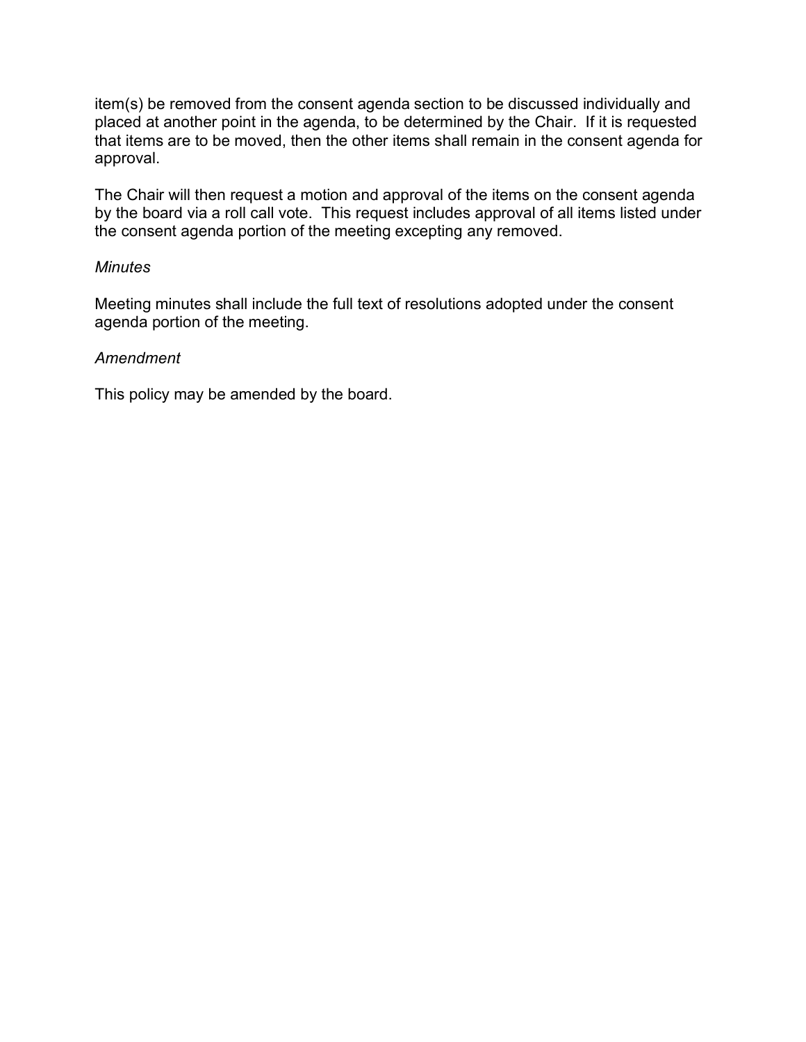item(s) be removed from the consent agenda section to be discussed individually and placed at another point in the agenda, to be determined by the Chair. If it is requested that items are to be moved, then the other items shall remain in the consent agenda for approval.

The Chair will then request a motion and approval of the items on the consent agenda by the board via a roll call vote. This request includes approval of all items listed under the consent agenda portion of the meeting excepting any removed.

*Minutes*

Meeting minutes shall include the full text of resolutions adopted under the consent agenda portion of the meeting.

*Amendment*

This policy may be amended by the board.